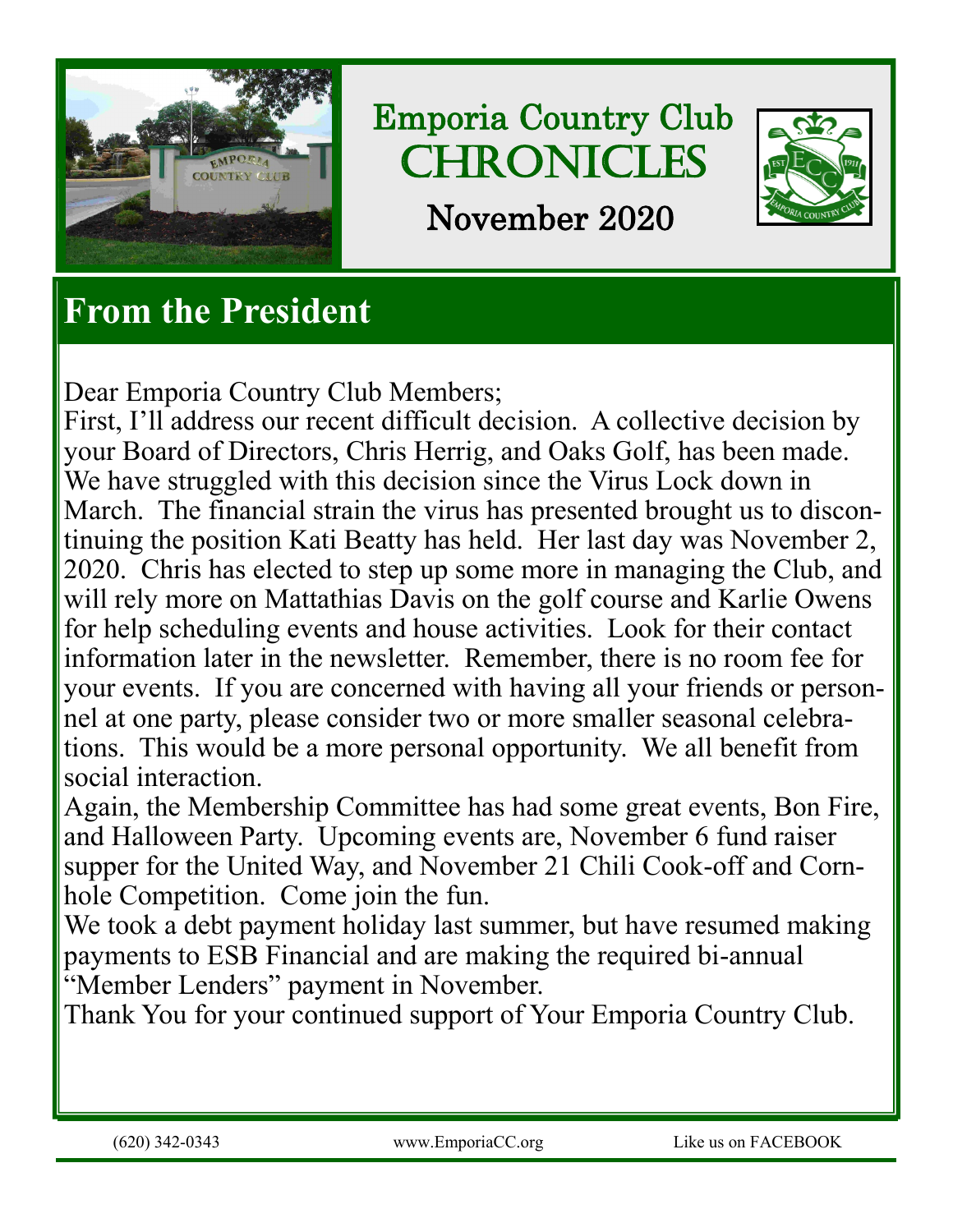# Emporia Country Club CHRONICLES

## November 2020

## From the President

Dear Emporia Country Club Members;

First, I'll address our recent difficult decision. A collective decision by your Board of Directors, Chris Herrig, and Oaks Golf, has been made. We have struggled with this decision since the Virus Lock down in March. The financial strain the virus has presented brought us to discontinuing the position Kati Beatty has held. Her last day was November 2, 2020. Chris has elected to step up some more in managing the Club, and will rely more on Mattathias Davis on the golf course and Karlie Owens for help scheduling events and house activities. Look for their contact information later in the newsletter. Remember, there is no room fee for your events. If you are concerned with having all your friends or personnel at one party, please consider two or more smaller seasonal celebrations. This would be a more personal opportunity. We all benefit from social interaction.

Again, the Membership Committee has had some great events, Bon Fire, and Halloween Party. Upcoming events are, November 6 fund raiser supper for the United Way, and November 21 Chili Cook-off and Cornhole Competition. Come join the fun.

We took a debt payment holiday last summer, but have resumed making payments to ESB Financial and are making the required bi-annual "Member Lenders" payment in November.

Thank You for your continued support of Your Emporia Country Club.

(620) 342-0343 www.EmporiaCC.org Like us on FACEBOOK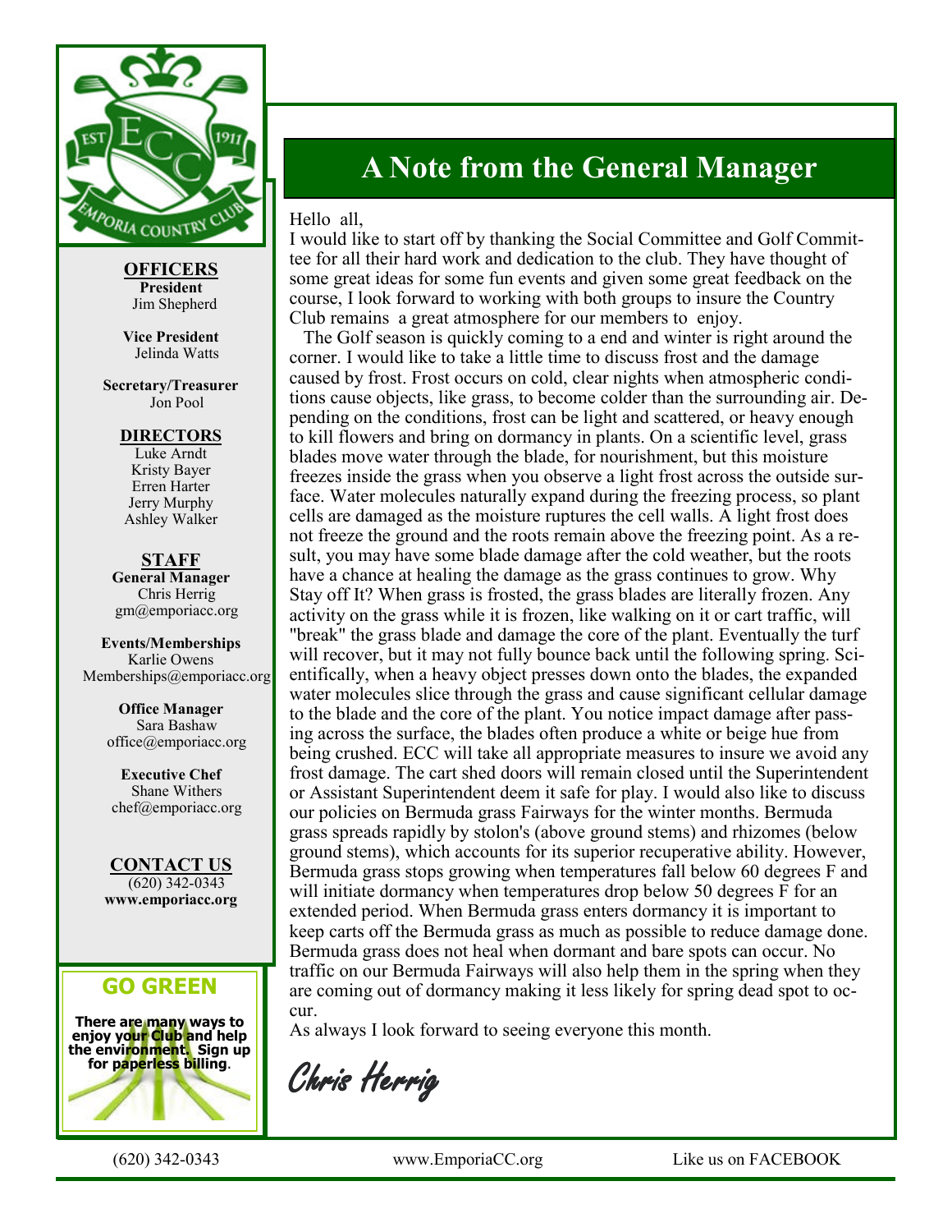**OFFICERS**

**President**
Jim Shepherd

**Vice President**
Jelinda Watts

**Secretary/Treasurer**
Jon Pool

**DIRECTORS**

Luke Arndt
Kristy Bayer
Erren Harter
Jerry Murphy
Ashley Walker

**STAFF**

**General Manager**
Chris Herrig
gm@emporiacc.org

**Events/Memberships**
Karlie Owens
Memberships@emporiacc.org

**Office Manager**
Sara Bashaw
office@emporiacc.org

**Executive Chef**
Shane Withers
chef@emporiacc.org

**CONTACT US**
(620) 342-0343
**www.emporiacc.org**

## GO GREEN

**There are many ways to enjoy your Club and help the environment. Sign up for paperless billing.**

# A Note from the General Manager

Hello all,

I would like to start off by thanking the Social Committee and Golf Committee for all their hard work and dedication to the club. They have thought of some great ideas for some fun events and given some great feedback on the course, I look forward to working with both groups to insure the Country Club remains a great atmosphere for our members to enjoy.

The Golf season is quickly coming to a end and winter is right around the corner. I would like to take a little time to discuss frost and the damage caused by frost. Frost occurs on cold, clear nights when atmospheric conditions cause objects, like grass, to become colder than the surrounding air. Depending on the conditions, frost can be light and scattered, or heavy enough to kill flowers and bring on dormancy in plants. On a scientific level, grass blades move water through the blade, for nourishment, but this moisture freezes inside the grass when you observe a light frost across the outside surface. Water molecules naturally expand during the freezing process, so plant cells are damaged as the moisture ruptures the cell walls. A light frost does not freeze the ground and the roots remain above the freezing point. As a result, you may have some blade damage after the cold weather, but the roots have a chance at healing the damage as the grass continues to grow. Why Stay off It? When grass is frosted, the grass blades are literally frozen. Any activity on the grass while it is frozen, like walking on it or cart traffic, will "break" the grass blade and damage the core of the plant. Eventually the turf will recover, but it may not fully bounce back until the following spring. Scientifically, when a heavy object presses down onto the blades, the expanded water molecules slice through the grass and cause significant cellular damage to the blade and the core of the plant. You notice impact damage after passing across the surface, the blades often produce a white or beige hue from being crushed. ECC will take all appropriate measures to insure we avoid any frost damage. The cart shed doors will remain closed until the Superintendent or Assistant Superintendent deem it safe for play. I would also like to discuss our policies on Bermuda grass Fairways for the winter months. Bermuda grass spreads rapidly by stolon's (above ground stems) and rhizomes (below ground stems), which accounts for its superior recuperative ability. However, Bermuda grass stops growing when temperatures fall below 60 degrees F and will initiate dormancy when temperatures drop below 50 degrees F for an extended period. When Bermuda grass enters dormancy it is important to keep carts off the Bermuda grass as much as possible to reduce damage done. Bermuda grass does not heal when dormant and bare spots can occur. No traffic on our Bermuda Fairways will also help them in the spring when they are coming out of dormancy making it less likely for spring dead spot to occur.

As always I look forward to seeing everyone this month.

*Chris Herrig*

(620) 342-0343 www.EmporiaCC.org Like us on FACEBOOK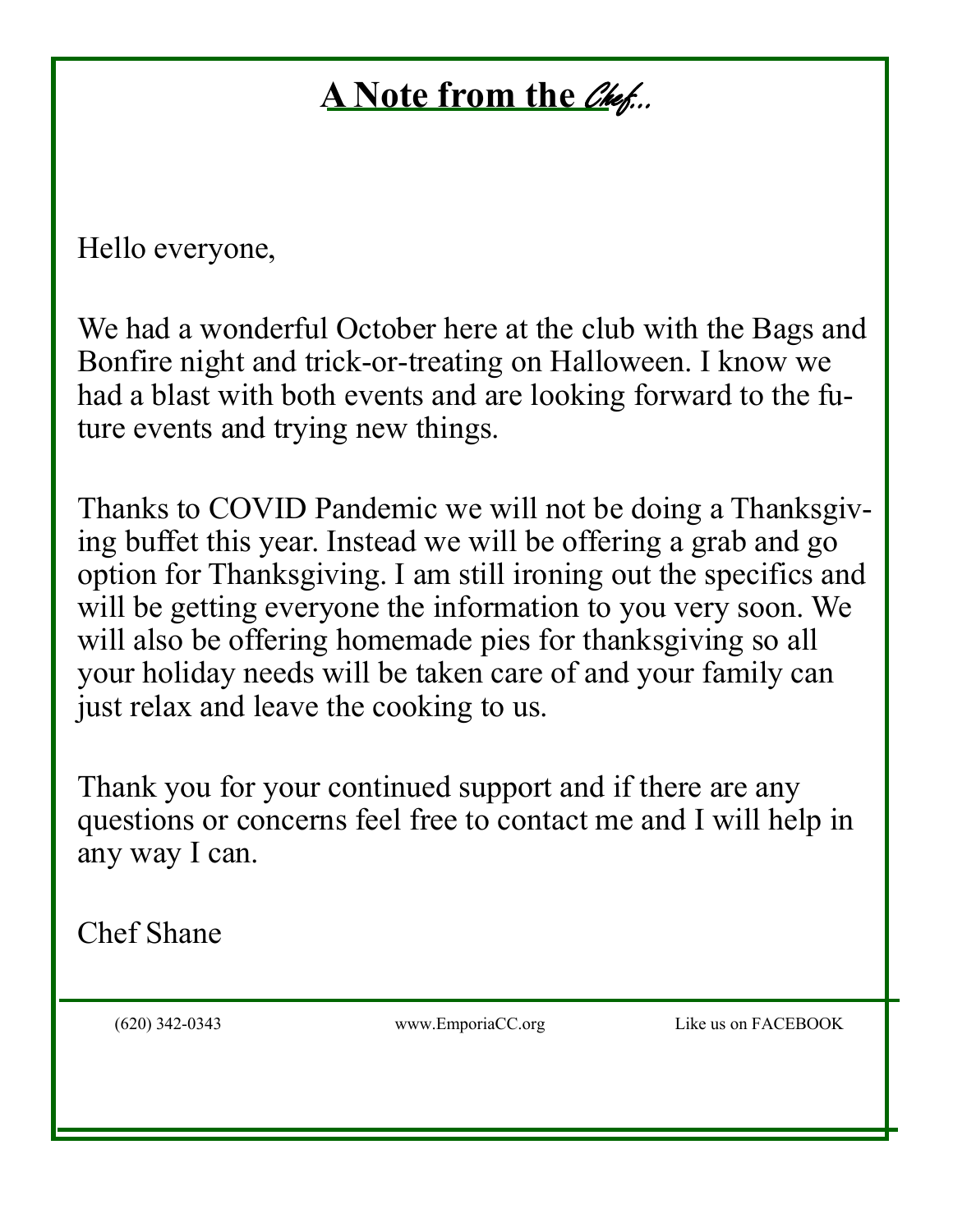# A Note from the Chef...

Hello everyone,

We had a wonderful October here at the club with the Bags and Bonfire night and trick-or-treating on Halloween. I know we had a blast with both events and are looking forward to the future events and trying new things.

Thanks to COVID Pandemic we will not be doing a Thanksgiving buffet this year. Instead we will be offering a grab and go option for Thanksgiving. I am still ironing out the specifics and will be getting everyone the information to you very soon. We will also be offering homemade pies for thanksgiving so all your holiday needs will be taken care of and your family can just relax and leave the cooking to us.

Thank you for your continued support and if there are any questions or concerns feel free to contact me and I will help in any way I can.

Chef Shane

(620) 342-0343 www.EmporiaCC.org Like us on FACEBOOK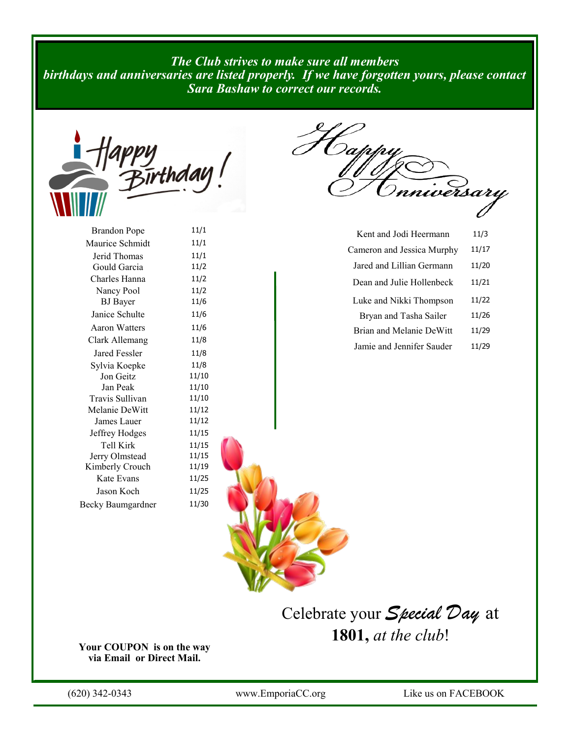***The Club strives to make sure all members birthdays and anniversaries are listed properly. If we have forgotten yours, please contact Sara Bashaw to correct our records.***

## Happy Birthday!

| | |
|---|---|
| Brandon Pope | 11/1 |
| Maurice Schmidt | 11/1 |
| Jerid Thomas | 11/1 |
| Gould Garcia | 11/2 |
| Charles Hanna | 11/2 |
| Nancy Pool | 11/2 |
| BJ Bayer | 11/6 |
| Janice Schulte | 11/6 |
| Aaron Watters | 11/6 |
| Clark Allemang | 11/8 |
| Jared Fessler | 11/8 |
| Sylvia Koepke | 11/8 |
| Jon Geitz | 11/10 |
| Jan Peak | 11/10 |
| Travis Sullivan | 11/10 |
| Melanie DeWitt | 11/12 |
| James Lauer | 11/12 |
| Jeffrey Hodges | 11/15 |
| Tell Kirk | 11/15 |
| Jerry Olmstead | 11/15 |
| Kimberly Crouch | 11/19 |
| Kate Evans | 11/25 |
| Jason Koch | 11/25 |
| Becky Baumgardner | 11/30 |

## Happy Anniversary

| | |
|---|---|
| Kent and Jodi Heermann | 11/3 |
| Cameron and Jessica Murphy | 11/17 |
| Jared and Lillian Germann | 11/20 |
| Dean and Julie Hollenbeck | 11/21 |
| Luke and Nikki Thompson | 11/22 |
| Bryan and Tasha Sailer | 11/26 |
| Brian and Melanie DeWitt | 11/29 |
| Jamie and Jennifer Sauder | 11/29 |

Celebrate your ***Special Day*** at **1801,** *at the club*!

**Your COUPON is on the way via Email or Direct Mail.**

(620) 342-0343 www.EmporiaCC.org Like us on FACEBOOK